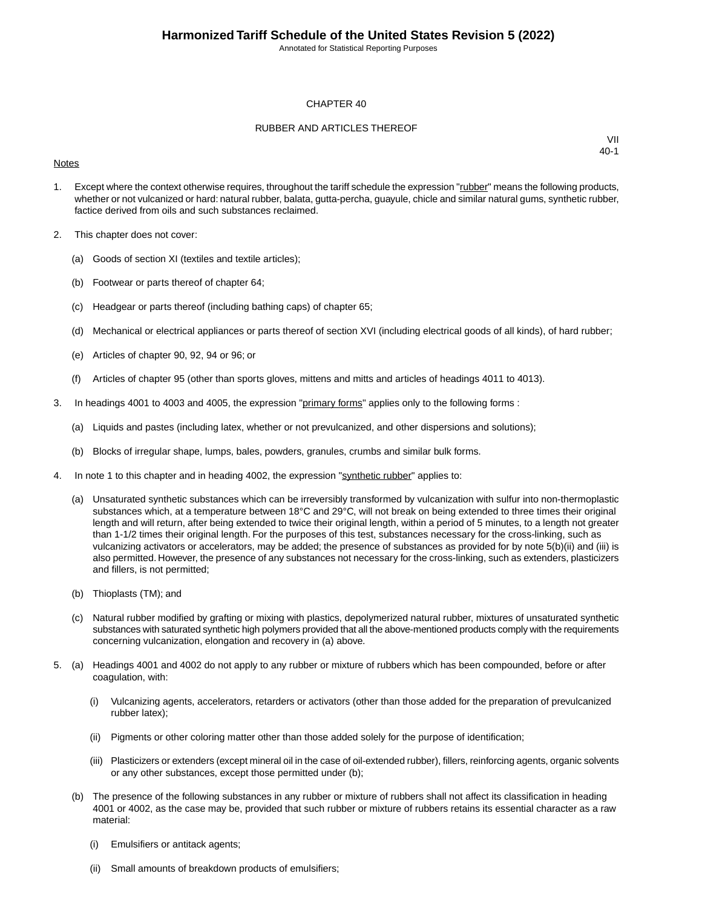# CHAPTER 40

## RUBBER AND ARTICLES THEREOF

VII
40-1

Notes

1. Except where the context otherwise requires, throughout the tariff schedule the expression "rubber" means the following products, whether or not vulcanized or hard: natural rubber, balata, gutta-percha, guayule, chicle and similar natural gums, synthetic rubber, factice derived from oils and such substances reclaimed.

2. This chapter does not cover:

   (a) Goods of section XI (textiles and textile articles);

   (b) Footwear or parts thereof of chapter 64;

   (c) Headgear or parts thereof (including bathing caps) of chapter 65;

   (d) Mechanical or electrical appliances or parts thereof of section XVI (including electrical goods of all kinds), of hard rubber;

   (e) Articles of chapter 90, 92, 94 or 96; or

   (f) Articles of chapter 95 (other than sports gloves, mittens and mitts and articles of headings 4011 to 4013).

3. In headings 4001 to 4003 and 4005, the expression "primary forms" applies only to the following forms :

   (a) Liquids and pastes (including latex, whether or not prevulcanized, and other dispersions and solutions);

   (b) Blocks of irregular shape, lumps, bales, powders, granules, crumbs and similar bulk forms.

4. In note 1 to this chapter and in heading 4002, the expression "synthetic rubber" applies to:

   (a) Unsaturated synthetic substances which can be irreversibly transformed by vulcanization with sulfur into non-thermoplastic substances which, at a temperature between 18°C and 29°C, will not break on being extended to three times their original length and will return, after being extended to twice their original length, within a period of 5 minutes, to a length not greater than 1-1/2 times their original length. For the purposes of this test, substances necessary for the cross-linking, such as vulcanizing activators or accelerators, may be added; the presence of substances as provided for by note 5(b)(ii) and (iii) is also permitted. However, the presence of any substances not necessary for the cross-linking, such as extenders, plasticizers and fillers, is not permitted;

   (b) Thioplasts (TM); and

   (c) Natural rubber modified by grafting or mixing with plastics, depolymerized natural rubber, mixtures of unsaturated synthetic substances with saturated synthetic high polymers provided that all the above-mentioned products comply with the requirements concerning vulcanization, elongation and recovery in (a) above.

5. (a) Headings 4001 and 4002 do not apply to any rubber or mixture of rubbers which has been compounded, before or after coagulation, with:

      (i) Vulcanizing agents, accelerators, retarders or activators (other than those added for the preparation of prevulcanized rubber latex);

      (ii) Pigments or other coloring matter other than those added solely for the purpose of identification;

      (iii) Plasticizers or extenders (except mineral oil in the case of oil-extended rubber), fillers, reinforcing agents, organic solvents or any other substances, except those permitted under (b);

   (b) The presence of the following substances in any rubber or mixture of rubbers shall not affect its classification in heading 4001 or 4002, as the case may be, provided that such rubber or mixture of rubbers retains its essential character as a raw material:

      (i) Emulsifiers or antitack agents;

      (ii) Small amounts of breakdown products of emulsifiers;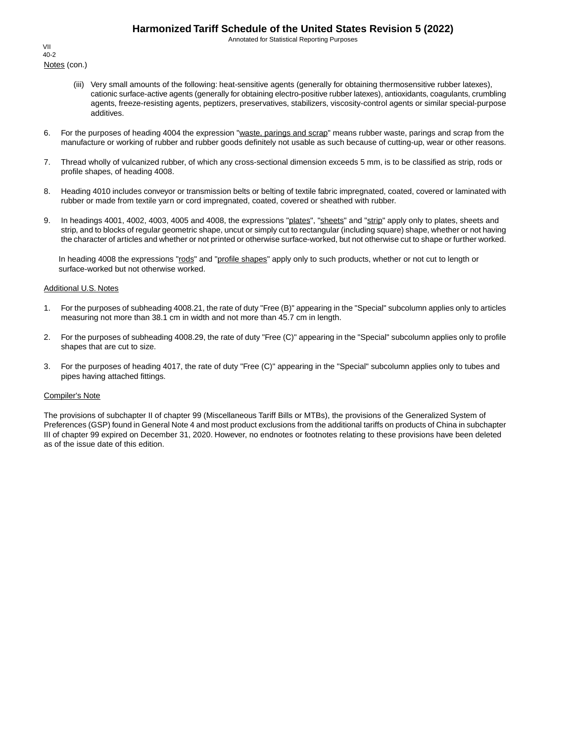Notes (con.)

(iii) Very small amounts of the following: heat-sensitive agents (generally for obtaining thermosensitive rubber latexes), cationic surface-active agents (generally for obtaining electro-positive rubber latexes), antioxidants, coagulants, crumbling agents, freeze-resisting agents, peptizers, preservatives, stabilizers, viscosity-control agents or similar special-purpose additives.

6. For the purposes of heading 4004 the expression "waste, parings and scrap" means rubber waste, parings and scrap from the manufacture or working of rubber and rubber goods definitely not usable as such because of cutting-up, wear or other reasons.

7. Thread wholly of vulcanized rubber, of which any cross-sectional dimension exceeds 5 mm, is to be classified as strip, rods or profile shapes, of heading 4008.

8. Heading 4010 includes conveyor or transmission belts or belting of textile fabric impregnated, coated, covered or laminated with rubber or made from textile yarn or cord impregnated, coated, covered or sheathed with rubber.

9. In headings 4001, 4002, 4003, 4005 and 4008, the expressions "plates", "sheets" and "strip" apply only to plates, sheets and strip, and to blocks of regular geometric shape, uncut or simply cut to rectangular (including square) shape, whether or not having the character of articles and whether or not printed or otherwise surface-worked, but not otherwise cut to shape or further worked.

   In heading 4008 the expressions "rods" and "profile shapes" apply only to such products, whether or not cut to length or surface-worked but not otherwise worked.

Additional U.S. Notes

1. For the purposes of subheading 4008.21, the rate of duty "Free (B)" appearing in the "Special" subcolumn applies only to articles measuring not more than 38.1 cm in width and not more than 45.7 cm in length.

2. For the purposes of subheading 4008.29, the rate of duty "Free (C)" appearing in the "Special" subcolumn applies only to profile shapes that are cut to size.

3. For the purposes of heading 4017, the rate of duty "Free (C)" appearing in the "Special" subcolumn applies only to tubes and pipes having attached fittings.

Compiler's Note

The provisions of subchapter II of chapter 99 (Miscellaneous Tariff Bills or MTBs), the provisions of the Generalized System of Preferences (GSP) found in General Note 4 and most product exclusions from the additional tariffs on products of China in subchapter III of chapter 99 expired on December 31, 2020. However, no endnotes or footnotes relating to these provisions have been deleted as of the issue date of this edition.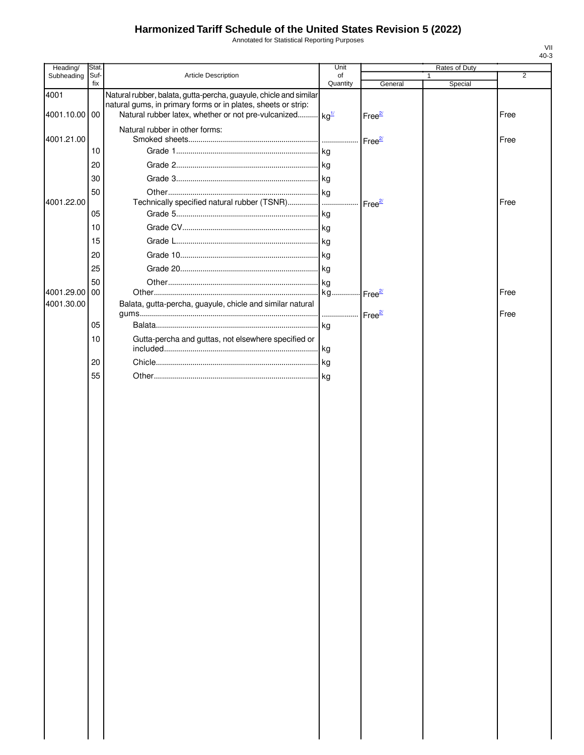# Harmonized Tariff Schedule of the United States Revision 5 (2022)

Annotated for Statistical Reporting Purposes

| Heading/ Subheading | Stat. Suf- fix | Article Description | Unit of Quantity | Rates of Duty 1 General | Special | 2 |
|---|---|---|---|---|---|---|
| 4001 | | Natural rubber, balata, gutta-percha, guayule, chicle and similar natural gums, in primary forms or in plates, sheets or strip: | | | | |
| 4001.10.00 | 00 | Natural rubber latex, whether or not pre-vulcanized | kg[1/] | Free[2/] | | Free |
| | | Natural rubber in other forms: | | | | |
| 4001.21.00 | | Smoked sheets | | Free[2/] | | Free |
| | 10 | Grade 1 | kg | | | |
| | 20 | Grade 2 | kg | | | |
| | 30 | Grade 3 | kg | | | |
| | 50 | Other | kg | | | |
| 4001.22.00 | | Technically specified natural rubber (TSNR) | | Free[2/] | | Free |
| | 05 | Grade 5 | kg | | | |
| | 10 | Grade CV | kg | | | |
| | 15 | Grade L | kg | | | |
| | 20 | Grade 10 | kg | | | |
| | 25 | Grade 20 | kg | | | |
| | 50 | Other | kg | | | |
| 4001.29.00 | 00 | Other | kg | Free[2/] | | Free |
| 4001.30.00 | | Balata, gutta-percha, guayule, chicle and similar natural gums | | Free[2/] | | Free |
| | 05 | Balata | kg | | | |
| | 10 | Gutta-percha and guttas, not elsewhere specified or included | kg | | | |
| | 20 | Chicle | kg | | | |
| | 55 | Other | kg | | | |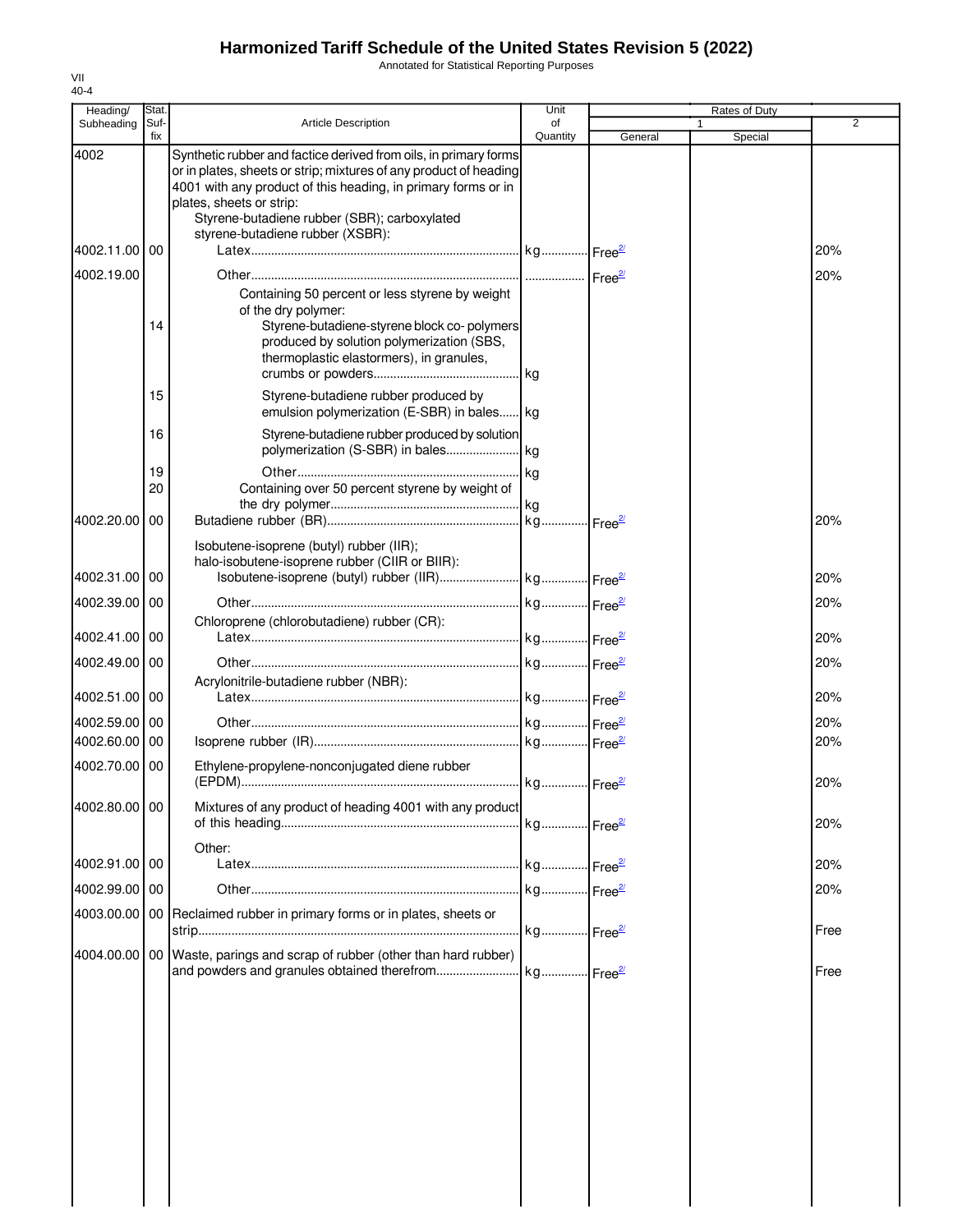# Harmonized Tariff Schedule of the United States Revision 5 (2022)

Annotated for Statistical Reporting Purposes

VII
40-4

| Heading/ Subheading | Stat. Suf- fix | Article Description | Unit of Quantity | Rates of Duty 1 General | Special | 2 |
|---|---|---|---|---|---|---|
| 4002 | | Synthetic rubber and factice derived from oils, in primary forms or in plates, sheets or strip; mixtures of any product of heading 4001 with any product of this heading, in primary forms or in plates, sheets or strip: | | | | |
| | | Styrene-butadiene rubber (SBR); carboxylated styrene-butadiene rubber (XSBR): | | | | |
| 4002.11.00 | 00 | Latex | kg | Free[2/] | | 20% |
| 4002.19.00 | | Other | | Free[2/] | | 20% |
| | | Containing 50 percent or less styrene by weight of the dry polymer: | | | | |
| | 14 | Styrene-butadiene-styrene block co- polymers produced by solution polymerization (SBS, thermoplastic elastormers), in granules, crumbs or powders | kg | | | |
| | 15 | Styrene-butadiene rubber produced by emulsion polymerization (E-SBR) in bales | kg | | | |
| | 16 | Styrene-butadiene rubber produced by solution polymerization (S-SBR) in bales | kg | | | |
| | 19 | Other | kg | | | |
| | 20 | Containing over 50 percent styrene by weight of the dry polymer | kg | | | |
| 4002.20.00 | 00 | Butadiene rubber (BR) | kg | Free[2/] | | 20% |
| | | Isobutene-isoprene (butyl) rubber (IIR); halo-isobutene-isoprene rubber (CIIR or BIIR): | | | | |
| 4002.31.00 | 00 | Isobutene-isoprene (butyl) rubber (IIR) | kg | Free[2/] | | 20% |
| 4002.39.00 | 00 | Other | kg | Free[2/] | | 20% |
| | | Chloroprene (chlorobutadiene) rubber (CR): | | | | |
| 4002.41.00 | 00 | Latex | kg | Free[2/] | | 20% |
| 4002.49.00 | 00 | Other | kg | Free[2/] | | 20% |
| | | Acrylonitrile-butadiene rubber (NBR): | | | | |
| 4002.51.00 | 00 | Latex | kg | Free[2/] | | 20% |
| 4002.59.00 | 00 | Other | kg | Free[2/] | | 20% |
| 4002.60.00 | 00 | Isoprene rubber (IR) | kg | Free[2/] | | 20% |
| 4002.70.00 | 00 | Ethylene-propylene-nonconjugated diene rubber (EPDM) | kg | Free[2/] | | 20% |
| 4002.80.00 | 00 | Mixtures of any product of heading 4001 with any product of this heading | kg | Free[2/] | | 20% |
| | | Other: | | | | |
| 4002.91.00 | 00 | Latex | kg | Free[2/] | | 20% |
| 4002.99.00 | 00 | Other | kg | Free[2/] | | 20% |
| 4003.00.00 | 00 | Reclaimed rubber in primary forms or in plates, sheets or strip | kg | Free[2/] | | Free |
| 4004.00.00 | 00 | Waste, parings and scrap of rubber (other than hard rubber) and powders and granules obtained therefrom | kg | Free[2/] | | Free |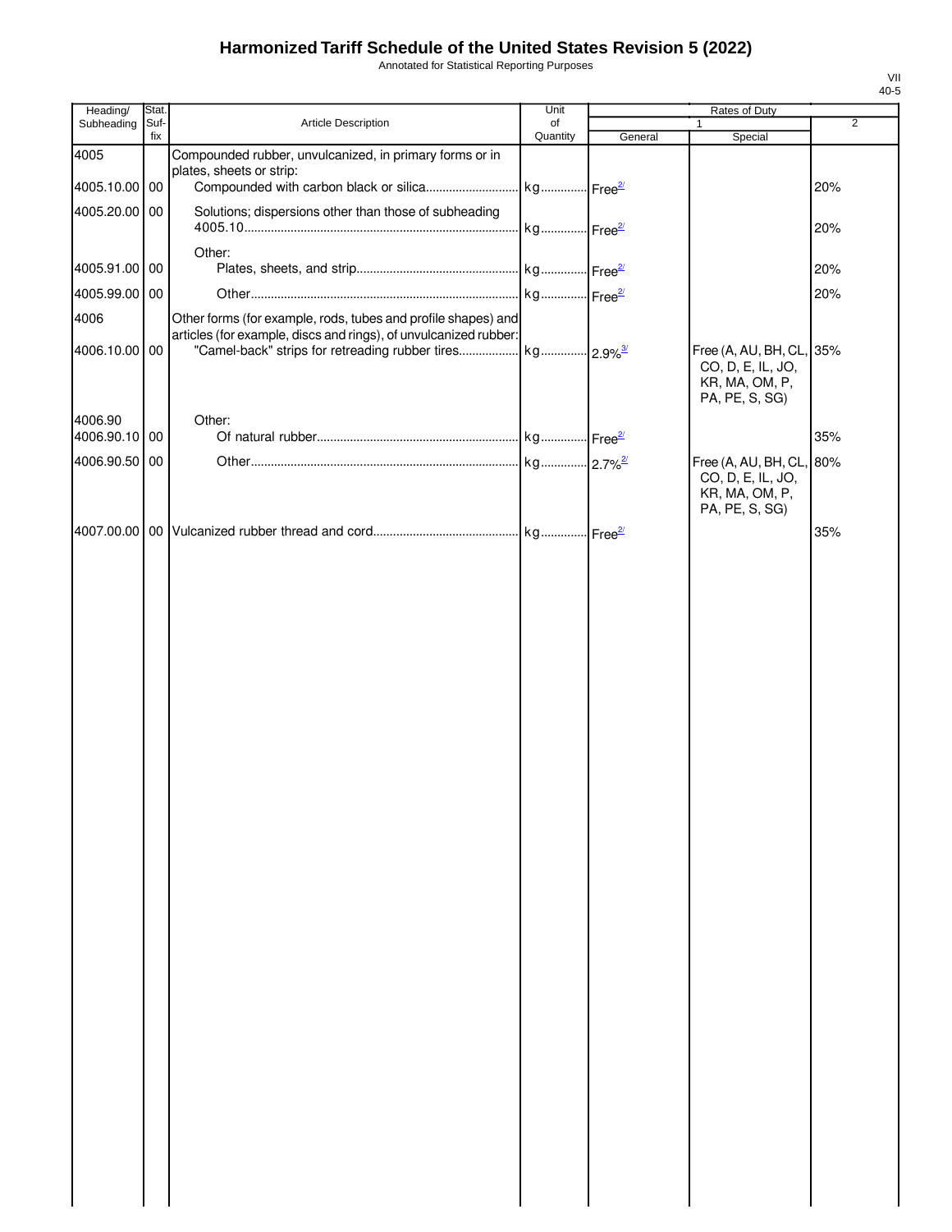# Harmonized Tariff Schedule of the United States Revision 5 (2022)

Annotated for Statistical Reporting Purposes

| Heading/ Subheading | Stat. Suf- fix | Article Description | Unit of Quantity | Rates of Duty 1 General | Special | 2 |
|---|---|---|---|---|---|---|
| 4005 | | Compounded rubber, unvulcanized, in primary forms or in plates, sheets or strip: | | | | |
| 4005.10.00 | 00 | Compounded with carbon black or silica | kg | Free[2/] | | 20% |
| 4005.20.00 | 00 | Solutions; dispersions other than those of subheading 4005.10 | kg | Free[2/] | | 20% |
| | | Other: | | | | |
| 4005.91.00 | 00 | Plates, sheets, and strip | kg | Free[2/] | | 20% |
| 4005.99.00 | 00 | Other | kg | Free[2/] | | 20% |
| 4006 | | Other forms (for example, rods, tubes and profile shapes) and articles (for example, discs and rings), of unvulcanized rubber: | | | | |
| 4006.10.00 | 00 | "Camel-back" strips for retreading rubber tires | kg | 2.9%[3/] | Free (A, AU, BH, CL, CO, D, E, IL, JO, KR, MA, OM, P, PA, PE, S, SG) | 35% |
| 4006.90 | | Other: | | | | |
| 4006.90.10 | 00 | Of natural rubber | kg | Free[2/] | | 35% |
| 4006.90.50 | 00 | Other | kg | 2.7%[2/] | Free (A, AU, BH, CL, CO, D, E, IL, JO, KR, MA, OM, P, PA, PE, S, SG) | 80% |
| 4007.00.00 | 00 | Vulcanized rubber thread and cord | kg | Free[2/] | | 35% |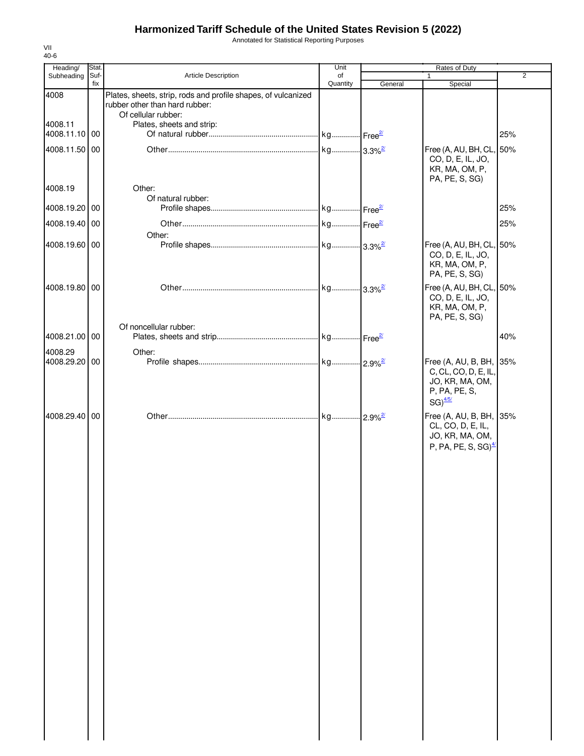# Harmonized Tariff Schedule of the United States Revision 5 (2022)

Annotated for Statistical Reporting Purposes

VII
40-6

| Heading/ Subheading | Stat. Suf-fix | Article Description | Unit of Quantity | Rates of Duty 1 General | Special | 2 |
|---|---|---|---|---|---|---|
| 4008 | | Plates, sheets, strip, rods and profile shapes, of vulcanized rubber other than hard rubber: | | | | |
| | | Of cellular rubber: | | | | |
| 4008.11 | | Plates, sheets and strip: | | | | |
| 4008.11.10 | 00 | Of natural rubber | kg | Free[2/] | | 25% |
| 4008.11.50 | 00 | Other | kg | 3.3%[2/] | Free (A, AU, BH, CL, CO, D, E, IL, JO, KR, MA, OM, P, PA, PE, S, SG) | 50% |
| 4008.19 | | Other: | | | | |
| | | Of natural rubber: | | | | |
| 4008.19.20 | 00 | Profile shapes | kg | Free[2/] | | 25% |
| 4008.19.40 | 00 | Other | kg | Free[2/] | | 25% |
| | | Other: | | | | |
| 4008.19.60 | 00 | Profile shapes | kg | 3.3%[2/] | Free (A, AU, BH, CL, CO, D, E, IL, JO, KR, MA, OM, P, PA, PE, S, SG) | 50% |
| 4008.19.80 | 00 | Other | kg | 3.3%[2/] | Free (A, AU, BH, CL, CO, D, E, IL, JO, KR, MA, OM, P, PA, PE, S, SG) | 50% |
| | | Of noncellular rubber: | | | | |
| 4008.21.00 | 00 | Plates, sheets and strip | kg | Free[2/] | | 40% |
| 4008.29 | | Other: | | | | |
| 4008.29.20 | 00 | Profile shapes | kg | 2.9%[2/] | Free (A, AU, B, BH, C, CL, CO, D, E, IL, JO, KR, MA, OM, P, PA, PE, S, SG)[4/5/] | 35% |
| 4008.29.40 | 00 | Other | kg | 2.9%[2/] | Free (A, AU, B, BH, CL, CO, D, E, IL, JO, KR, MA, OM, P, PA, PE, S, SG)[4/] | 35% |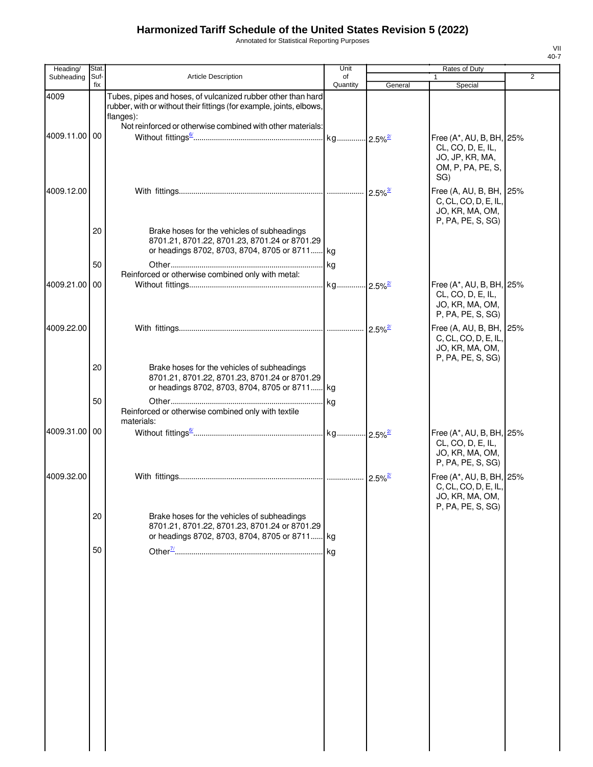# Harmonized Tariff Schedule of the United States Revision 5 (2022)

Annotated for Statistical Reporting Purposes

| Heading/ Subheading | Stat. Suf- fix | Article Description | Unit of Quantity | Rates of Duty 1 General | Special | 2 |
|---|---|---|---|---|---|---|
| 4009 | | Tubes, pipes and hoses, of vulcanized rubber other than hard rubber, with or without their fittings (for example, joints, elbows, flanges): | | | | |
| | | Not reinforced or otherwise combined with other materials: | | | | |
| 4009.11.00 | 00 | Without fittings[6/] | kg | 2.5%[2/] | Free (A*, AU, B, BH, CL, CO, D, E, IL, JO, JP, KR, MA, OM, P, PA, PE, S, SG) | 25% |
| 4009.12.00 | | With fittings | | 2.5%[3/] | Free (A, AU, B, BH, C, CL, CO, D, E, IL, JO, KR, MA, OM, P, PA, PE, S, SG) | 25% |
| | 20 | Brake hoses for the vehicles of subheadings 8701.21, 8701.22, 8701.23, 8701.24 or 8701.29 or headings 8702, 8703, 8704, 8705 or 8711 | kg | | | |
| | 50 | Other | kg | | | |
| | | Reinforced or otherwise combined only with metal: | | | | |
| 4009.21.00 | 00 | Without fittings | kg | 2.5%[2/] | Free (A*, AU, B, BH, CL, CO, D, E, IL, JO, KR, MA, OM, P, PA, PE, S, SG) | 25% |
| 4009.22.00 | | With fittings | | 2.5%[2/] | Free (A, AU, B, BH, C, CL, CO, D, E, IL, JO, KR, MA, OM, P, PA, PE, S, SG) | 25% |
| | 20 | Brake hoses for the vehicles of subheadings 8701.21, 8701.22, 8701.23, 8701.24 or 8701.29 or headings 8702, 8703, 8704, 8705 or 8711 | kg | | | |
| | 50 | Other | kg | | | |
| | | Reinforced or otherwise combined only with textile materials: | | | | |
| 4009.31.00 | 00 | Without fittings[6/] | kg | 2.5%[2/] | Free (A*, AU, B, BH, CL, CO, D, E, IL, JO, KR, MA, OM, P, PA, PE, S, SG) | 25% |
| 4009.32.00 | | With fittings | | 2.5%[2/] | Free (A*, AU, B, BH, C, CL, CO, D, E, IL, JO, KR, MA, OM, P, PA, PE, S, SG) | 25% |
| | 20 | Brake hoses for the vehicles of subheadings 8701.21, 8701.22, 8701.23, 8701.24 or 8701.29 or headings 8702, 8703, 8704, 8705 or 8711 | kg | | | |
| | 50 | Other[7/] | kg | | | |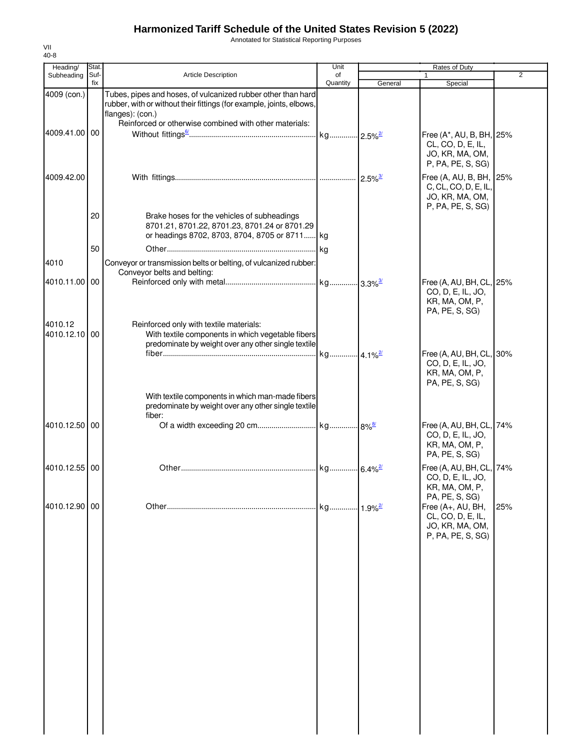# Harmonized Tariff Schedule of the United States Revision 5 (2022)

Annotated for Statistical Reporting Purposes

VII
40-8

| Heading/ Subheading | Stat. Suf- fix | Article Description | Unit of Quantity | Rates of Duty 1 General | Rates of Duty 1 Special | Rates of Duty 2 |
|---|---|---|---|---|---|---|
| 4009 (con.) | | Tubes, pipes and hoses, of vulcanized rubber other than hard rubber, with or without their fittings (for example, joints, elbows, flanges): (con.) | | | | |
| | | Reinforced or otherwise combined with other materials: | | | | |
| 4009.41.00 | 00 | Without fittings[6/] | kg | 2.5%[2/] | Free (A*, AU, B, BH, CL, CO, D, E, IL, JO, KR, MA, OM, P, PA, PE, S, SG) | 25% |
| 4009.42.00 | | With fittings | | 2.5%[3/] | Free (A, AU, B, BH, C, CL, CO, D, E, IL, JO, KR, MA, OM, P, PA, PE, S, SG) | 25% |
| | 20 | Brake hoses for the vehicles of subheadings 8701.21, 8701.22, 8701.23, 8701.24 or 8701.29 or headings 8702, 8703, 8704, 8705 or 8711 | kg | | | |
| | 50 | Other | kg | | | |
| 4010 | | Conveyor or transmission belts or belting, of vulcanized rubber: | | | | |
| | | Conveyor belts and belting: | | | | |
| 4010.11.00 | 00 | Reinforced only with metal | kg | 3.3%[3/] | Free (A, AU, BH, CL, CO, D, E, IL, JO, KR, MA, OM, P, PA, PE, S, SG) | 25% |
| 4010.12 | | Reinforced only with textile materials: | | | | |
| 4010.12.10 | 00 | With textile components in which vegetable fibers predominate by weight over any other single textile fiber | kg | 4.1%[2/] | Free (A, AU, BH, CL, CO, D, E, IL, JO, KR, MA, OM, P, PA, PE, S, SG) | 30% |
| | | With textile components in which man-made fibers predominate by weight over any other single textile fiber: | | | | |
| 4010.12.50 | 00 | Of a width exceeding 20 cm | kg | 8%[8/] | Free (A, AU, BH, CL, CO, D, E, IL, JO, KR, MA, OM, P, PA, PE, S, SG) | 74% |
| 4010.12.55 | 00 | Other | kg | 6.4%[2/] | Free (A, AU, BH, CL, CO, D, E, IL, JO, KR, MA, OM, P, PA, PE, S, SG) | 74% |
| 4010.12.90 | 00 | Other | kg | 1.9%[2/] | Free (A+, AU, BH, CL, CO, D, E, IL, JO, KR, MA, OM, P, PA, PE, S, SG) | 25% |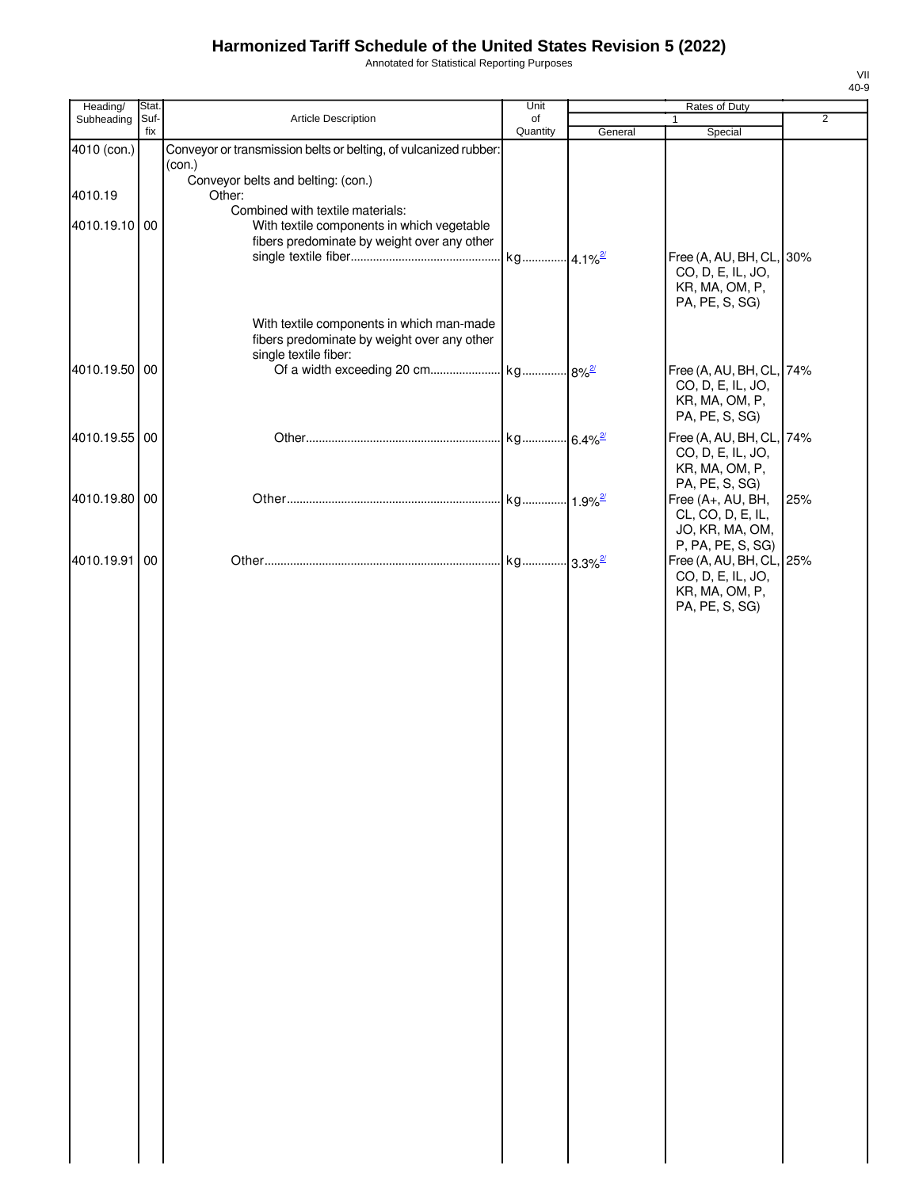# Harmonized Tariff Schedule of the United States Revision 5 (2022)

Annotated for Statistical Reporting Purposes

VII
40-9

| Heading/ Subheading | Stat. Suf- fix | Article Description | Unit of Quantity | Rates of Duty 1 General | Special | 2 |
|---|---|---|---|---|---|---|
| 4010 (con.) | | Conveyor or transmission belts or belting, of vulcanized rubber: (con.) | | | | |
| | | Conveyor belts and belting: (con.) | | | | |
| 4010.19 | | Other: | | | | |
| | | Combined with textile materials: | | | | |
| 4010.19.10 | 00 | With textile components in which vegetable fibers predominate by weight over any other single textile fiber | kg | 4.1%[2/] | Free (A, AU, BH, CL, CO, D, E, IL, JO, KR, MA, OM, P, PA, PE, S, SG) | 30% |
| | | With textile components in which man-made fibers predominate by weight over any other single textile fiber: | | | | |
| 4010.19.50 | 00 | Of a width exceeding 20 cm | kg | 8%[2/] | Free (A, AU, BH, CL, CO, D, E, IL, JO, KR, MA, OM, P, PA, PE, S, SG) | 74% |
| 4010.19.55 | 00 | Other | kg | 6.4%[2/] | Free (A, AU, BH, CL, CO, D, E, IL, JO, KR, MA, OM, P, PA, PE, S, SG) | 74% |
| 4010.19.80 | 00 | Other | kg | 1.9%[2/] | Free (A+, AU, BH, CL, CO, D, E, IL, JO, KR, MA, OM, P, PA, PE, S, SG) | 25% |
| 4010.19.91 | 00 | Other | kg | 3.3%[2/] | Free (A, AU, BH, CL, CO, D, E, IL, JO, KR, MA, OM, P, PA, PE, S, SG) | 25% |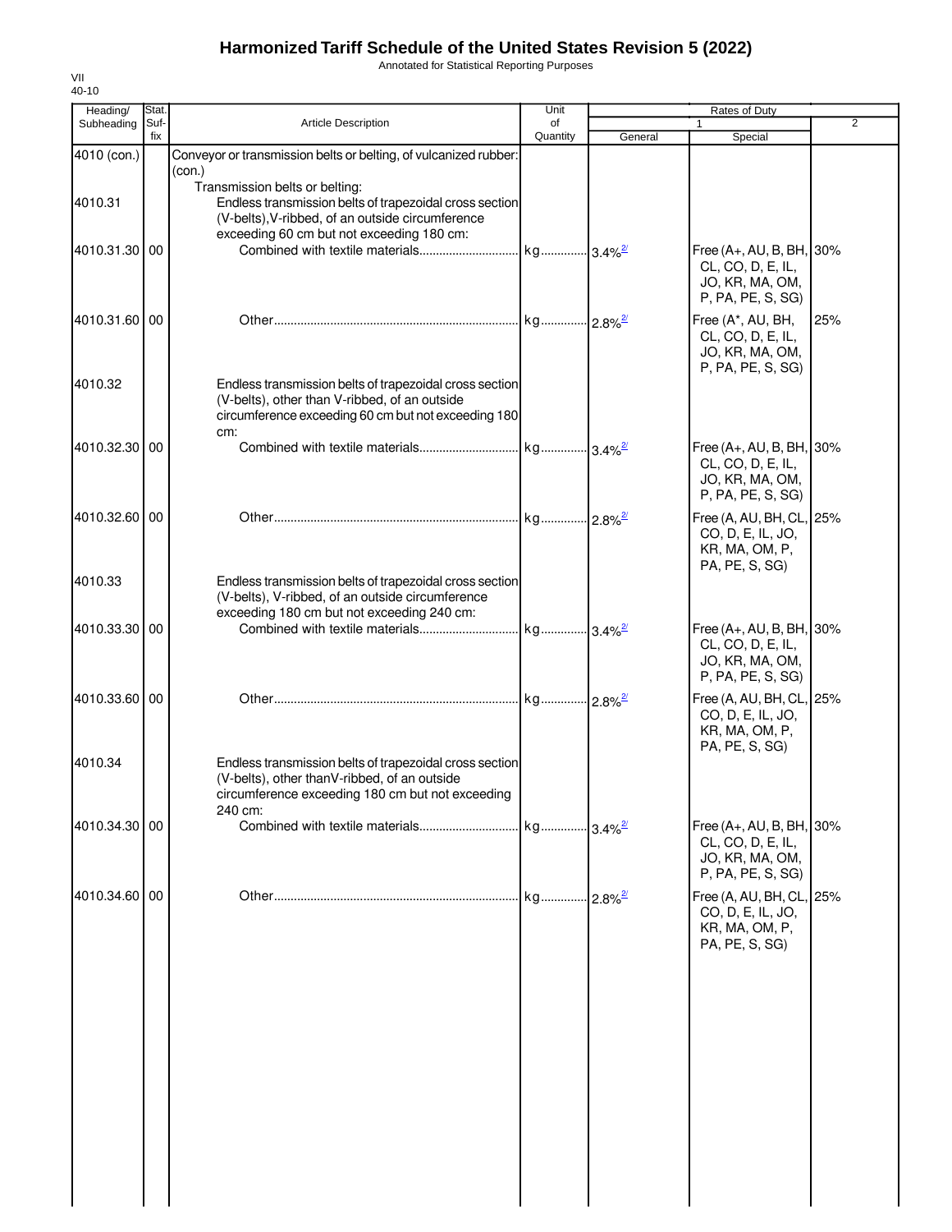# Harmonized Tariff Schedule of the United States Revision 5 (2022)

Annotated for Statistical Reporting Purposes

VII
40-10

| Heading/ Subheading | Stat. Suf- fix | Article Description | Unit of Quantity | Rates of Duty 1 General | Special | 2 |
|---|---|---|---|---|---|---|
| 4010 (con.) | | Conveyor or transmission belts or belting, of vulcanized rubber: (con.) | | | | |
| | | Transmission belts or belting: | | | | |
| 4010.31 | | Endless transmission belts of trapezoidal cross section (V-belts),V-ribbed, of an outside circumference exceeding 60 cm but not exceeding 180 cm: | | | | |
| 4010.31.30 | 00 | Combined with textile materials | kg | 3.4%[2/] | Free (A+, AU, B, BH, CL, CO, D, E, IL, JO, KR, MA, OM, P, PA, PE, S, SG) | 30% |
| 4010.31.60 | 00 | Other | kg | 2.8%[2/] | Free (A*, AU, BH, CL, CO, D, E, IL, JO, KR, MA, OM, P, PA, PE, S, SG) | 25% |
| 4010.32 | | Endless transmission belts of trapezoidal cross section (V-belts), other than V-ribbed, of an outside circumference exceeding 60 cm but not exceeding 180 cm: | | | | |
| 4010.32.30 | 00 | Combined with textile materials | kg | 3.4%[2/] | Free (A+, AU, B, BH, CL, CO, D, E, IL, JO, KR, MA, OM, P, PA, PE, S, SG) | 30% |
| 4010.32.60 | 00 | Other | kg | 2.8%[2/] | Free (A, AU, BH, CL, CO, D, E, IL, JO, KR, MA, OM, P, PA, PE, S, SG) | 25% |
| 4010.33 | | Endless transmission belts of trapezoidal cross section (V-belts), V-ribbed, of an outside circumference exceeding 180 cm but not exceeding 240 cm: | | | | |
| 4010.33.30 | 00 | Combined with textile materials | kg | 3.4%[2/] | Free (A+, AU, B, BH, CL, CO, D, E, IL, JO, KR, MA, OM, P, PA, PE, S, SG) | 30% |
| 4010.33.60 | 00 | Other | kg | 2.8%[2/] | Free (A, AU, BH, CL, CO, D, E, IL, JO, KR, MA, OM, P, PA, PE, S, SG) | 25% |
| 4010.34 | | Endless transmission belts of trapezoidal cross section (V-belts), other thanV-ribbed, of an outside circumference exceeding 180 cm but not exceeding 240 cm: | | | | |
| 4010.34.30 | 00 | Combined with textile materials | kg | 3.4%[2/] | Free (A+, AU, B, BH, CL, CO, D, E, IL, JO, KR, MA, OM, P, PA, PE, S, SG) | 30% |
| 4010.34.60 | 00 | Other | kg | 2.8%[2/] | Free (A, AU, BH, CL, CO, D, E, IL, JO, KR, MA, OM, P, PA, PE, S, SG) | 25% |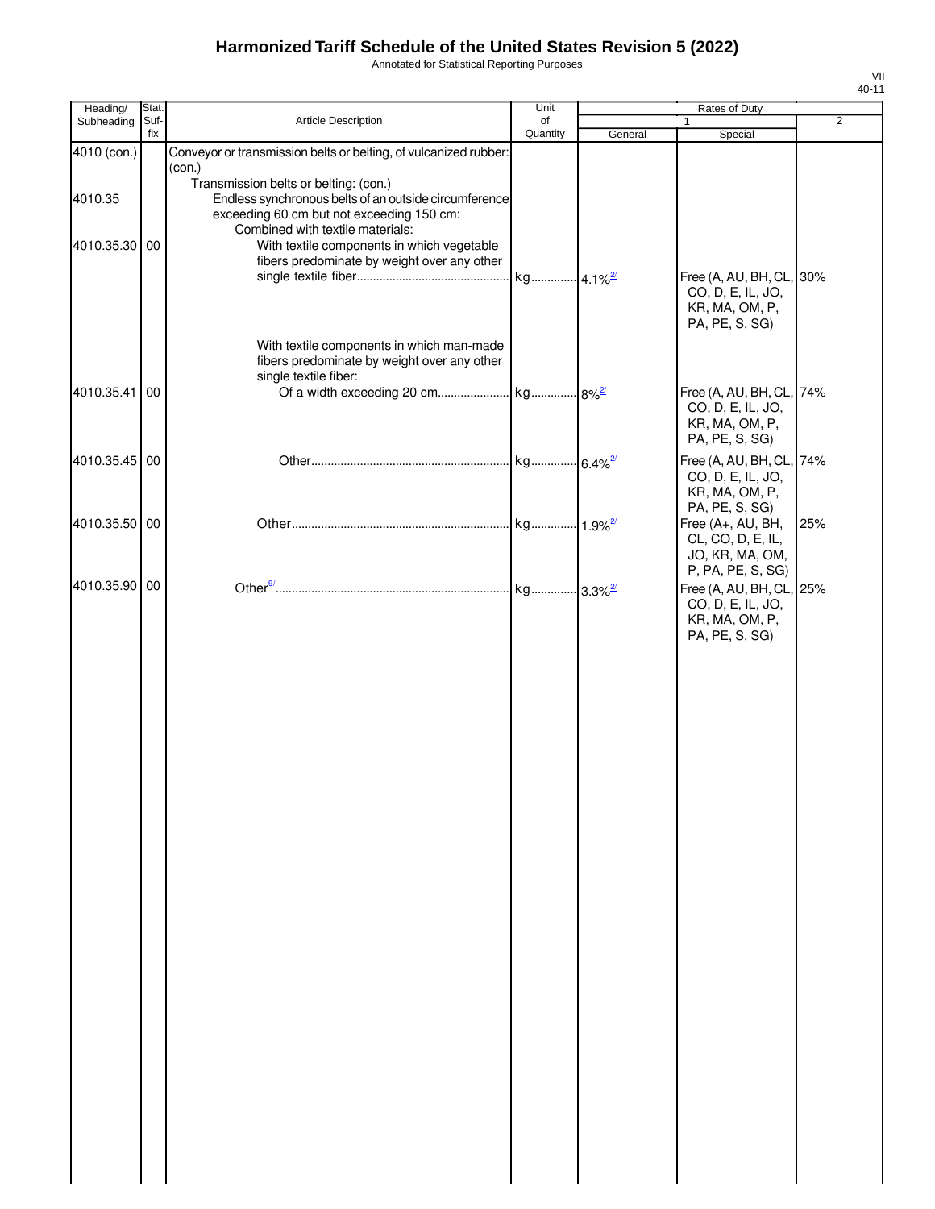# Harmonized Tariff Schedule of the United States Revision 5 (2022)

Annotated for Statistical Reporting Purposes

| Heading/ Subheading | Stat. Suf- fix | Article Description | Unit of Quantity | Rates of Duty 1 General | Special | 2 |
|---|---|---|---|---|---|---|
| 4010 (con.) | | Conveyor or transmission belts or belting, of vulcanized rubber: (con.) | | | | |
| | | Transmission belts or belting: (con.) | | | | |
| 4010.35 | | Endless synchronous belts of an outside circumference exceeding 60 cm but not exceeding 150 cm: | | | | |
| | | Combined with textile materials: | | | | |
| 4010.35.30 | 00 | With textile components in which vegetable fibers predominate by weight over any other single textile fiber | kg | 4.1% [2/] | Free (A, AU, BH, CL, CO, D, E, IL, JO, KR, MA, OM, P, PA, PE, S, SG) | 30% |
| | | With textile components in which man-made fibers predominate by weight over any other single textile fiber: | | | | |
| 4010.35.41 | 00 | Of a width exceeding 20 cm | kg | 8% [2/] | Free (A, AU, BH, CL, CO, D, E, IL, JO, KR, MA, OM, P, PA, PE, S, SG) | 74% |
| 4010.35.45 | 00 | Other | kg | 6.4% [2/] | Free (A, AU, BH, CL, CO, D, E, IL, JO, KR, MA, OM, P, PA, PE, S, SG) | 74% |
| 4010.35.50 | 00 | Other | kg | 1.9% [2/] | Free (A+, AU, BH, CL, CO, D, E, IL, JO, KR, MA, OM, P, PA, PE, S, SG) | 25% |
| 4010.35.90 | 00 | Other [9/] | kg | 3.3% [2/] | Free (A, AU, BH, CL, CO, D, E, IL, JO, KR, MA, OM, P, PA, PE, S, SG) | 25% |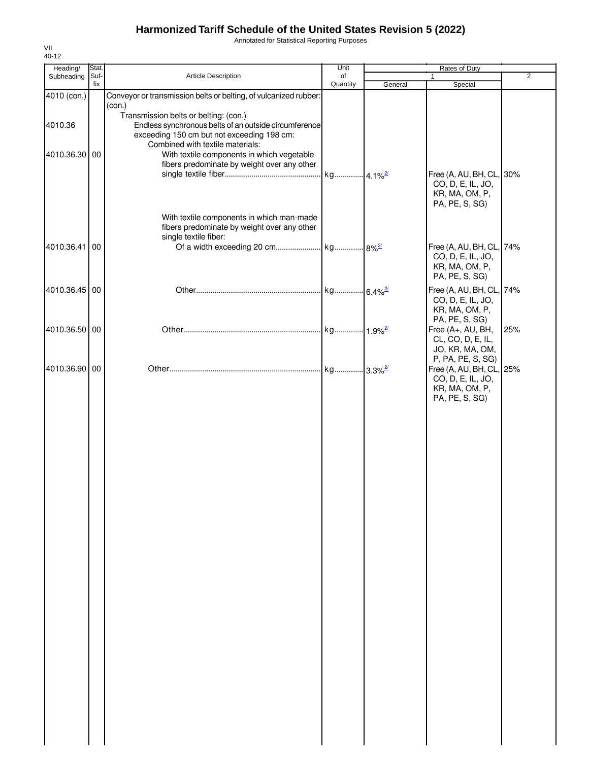# Harmonized Tariff Schedule of the United States Revision 5 (2022)

Annotated for Statistical Reporting Purposes

VII
40-12

| Heading/ Subheading | Stat. Suf- fix | Article Description | Unit of Quantity | Rates of Duty 1 General | Special | 2 |
|---|---|---|---|---|---|---|
| 4010 (con.) | | Conveyor or transmission belts or belting, of vulcanized rubber: (con.) | | | | |
| | | Transmission belts or belting: (con.) | | | | |
| 4010.36 | | Endless synchronous belts of an outside circumference exceeding 150 cm but not exceeding 198 cm: | | | | |
| | | Combined with textile materials: | | | | |
| 4010.36.30 | 00 | With textile components in which vegetable fibers predominate by weight over any other single textile fiber | kg | 4.1% [2/] | Free (A, AU, BH, CL, CO, D, E, IL, JO, KR, MA, OM, P, PA, PE, S, SG) | 30% |
| | | With textile components in which man-made fibers predominate by weight over any other single textile fiber: | | | | |
| 4010.36.41 | 00 | Of a width exceeding 20 cm | kg | 8% [2/] | Free (A, AU, BH, CL, CO, D, E, IL, JO, KR, MA, OM, P, PA, PE, S, SG) | 74% |
| 4010.36.45 | 00 | Other | kg | 6.4% [2/] | Free (A, AU, BH, CL, CO, D, E, IL, JO, KR, MA, OM, P, PA, PE, S, SG) | 74% |
| 4010.36.50 | 00 | Other | kg | 1.9% [2/] | Free (A+, AU, BH, CL, CO, D, E, IL, JO, KR, MA, OM, P, PA, PE, S, SG) | 25% |
| 4010.36.90 | 00 | Other | kg | 3.3% [2/] | Free (A, AU, BH, CL, CO, D, E, IL, JO, KR, MA, OM, P, PA, PE, S, SG) | 25% |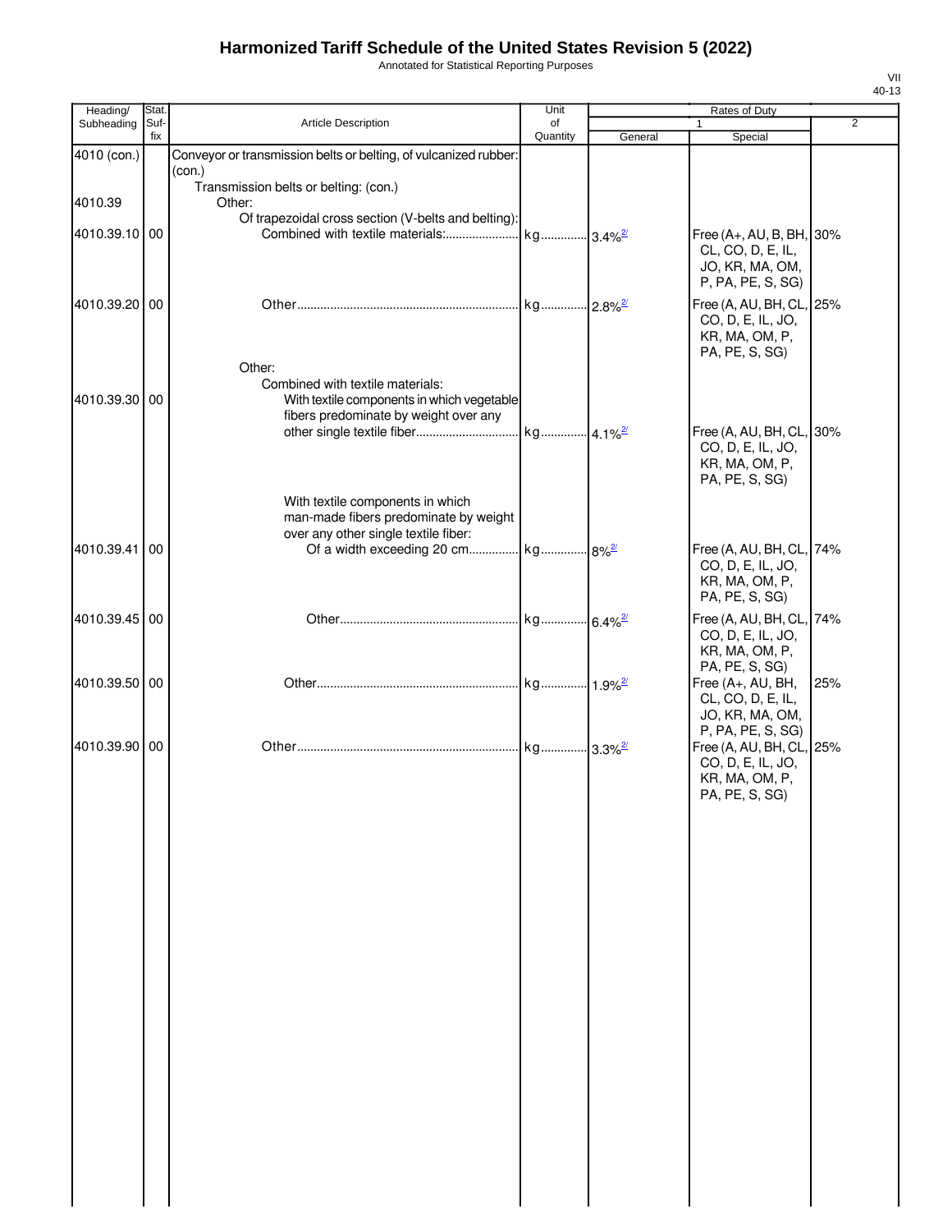# Harmonized Tariff Schedule of the United States Revision 5 (2022)

Annotated for Statistical Reporting Purposes

VII
40-13

| Heading/ Subheading | Stat. Suf- fix | Article Description | Unit of Quantity | Rates of Duty 1 General | Rates of Duty 1 Special | Rates of Duty 2 |
|---|---|---|---|---|---|---|
| 4010 (con.) | | Conveyor or transmission belts or belting, of vulcanized rubber: (con.) | | | | |
| | | Transmission belts or belting: (con.) | | | | |
| 4010.39 | | Other: | | | | |
| | | Of trapezoidal cross section (V-belts and belting): | | | | |
| 4010.39.10 | 00 | Combined with textile materials: | kg | 3.4%[2/] | Free (A+, AU, B, BH, CL, CO, D, E, IL, JO, KR, MA, OM, P, PA, PE, S, SG) | 30% |
| 4010.39.20 | 00 | Other | kg | 2.8%[2/] | Free (A, AU, BH, CL, CO, D, E, IL, JO, KR, MA, OM, P, PA, PE, S, SG) | 25% |
| | | Other: | | | | |
| | | Combined with textile materials: | | | | |
| 4010.39.30 | 00 | With textile components in which vegetable fibers predominate by weight over any other single textile fiber | kg | 4.1%[2/] | Free (A, AU, BH, CL, CO, D, E, IL, JO, KR, MA, OM, P, PA, PE, S, SG) | 30% |
| | | With textile components in which man-made fibers predominate by weight over any other single textile fiber: | | | | |
| 4010.39.41 | 00 | Of a width exceeding 20 cm | kg | 8%[2/] | Free (A, AU, BH, CL, CO, D, E, IL, JO, KR, MA, OM, P, PA, PE, S, SG) | 74% |
| 4010.39.45 | 00 | Other | kg | 6.4%[2/] | Free (A, AU, BH, CL, CO, D, E, IL, JO, KR, MA, OM, P, PA, PE, S, SG) | 74% |
| 4010.39.50 | 00 | Other | kg | 1.9%[2/] | Free (A+, AU, BH, CL, CO, D, E, IL, JO, KR, MA, OM, P, PA, PE, S, SG) | 25% |
| 4010.39.90 | 00 | Other | kg | 3.3%[2/] | Free (A, AU, BH, CL, CO, D, E, IL, JO, KR, MA, OM, P, PA, PE, S, SG) | 25% |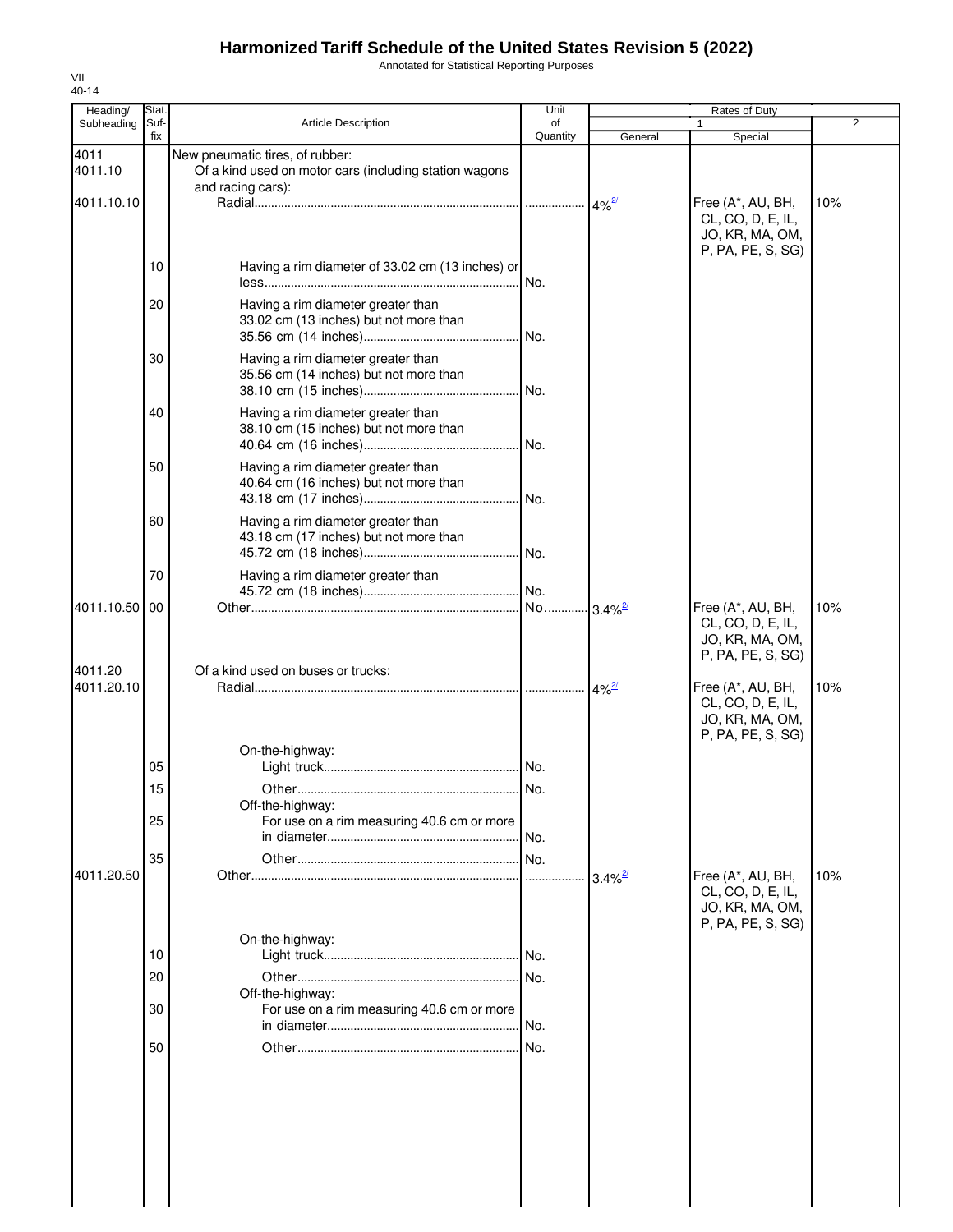# Harmonized Tariff Schedule of the United States Revision 5 (2022)

Annotated for Statistical Reporting Purposes

VII
40-14

| Heading/ Subheading | Stat. Suf- fix | Article Description | Unit of Quantity | Rates of Duty 1 General | Special | 2 |
|---|---|---|---|---|---|---|
| 4011 | | New pneumatic tires, of rubber: | | | | |
| 4011.10 | | Of a kind used on motor cars (including station wagons and racing cars): | | | | |
| 4011.10.10 | | Radial | | 4%[2/] | Free (A*, AU, BH, CL, CO, D, E, IL, JO, KR, MA, OM, P, PA, PE, S, SG) | 10% |
| | 10 | Having a rim diameter of 33.02 cm (13 inches) or less | No. | | | |
| | 20 | Having a rim diameter greater than 33.02 cm (13 inches) but not more than 35.56 cm (14 inches) | No. | | | |
| | 30 | Having a rim diameter greater than 35.56 cm (14 inches) but not more than 38.10 cm (15 inches) | No. | | | |
| | 40 | Having a rim diameter greater than 38.10 cm (15 inches) but not more than 40.64 cm (16 inches) | No. | | | |
| | 50 | Having a rim diameter greater than 40.64 cm (16 inches) but not more than 43.18 cm (17 inches) | No. | | | |
| | 60 | Having a rim diameter greater than 43.18 cm (17 inches) but not more than 45.72 cm (18 inches) | No. | | | |
| | 70 | Having a rim diameter greater than 45.72 cm (18 inches) | No. | | | |
| 4011.10.50 | 00 | Other | No. | 3.4%[2/] | Free (A*, AU, BH, CL, CO, D, E, IL, JO, KR, MA, OM, P, PA, PE, S, SG) | 10% |
| 4011.20 | | Of a kind used on buses or trucks: | | | | |
| 4011.20.10 | | Radial | | 4%[2/] | Free (A*, AU, BH, CL, CO, D, E, IL, JO, KR, MA, OM, P, PA, PE, S, SG) | 10% |
| | | On-the-highway: | | | | |
| | 05 | Light truck | No. | | | |
| | 15 | Other | No. | | | |
| | | Off-the-highway: | | | | |
| | 25 | For use on a rim measuring 40.6 cm or more in diameter | No. | | | |
| | 35 | Other | No. | | | |
| 4011.20.50 | | Other | | 3.4%[2/] | Free (A*, AU, BH, CL, CO, D, E, IL, JO, KR, MA, OM, P, PA, PE, S, SG) | 10% |
| | | On-the-highway: | | | | |
| | 10 | Light truck | No. | | | |
| | 20 | Other | No. | | | |
| | | Off-the-highway: | | | | |
| | 30 | For use on a rim measuring 40.6 cm or more in diameter | No. | | | |
| | 50 | Other | No. | | | |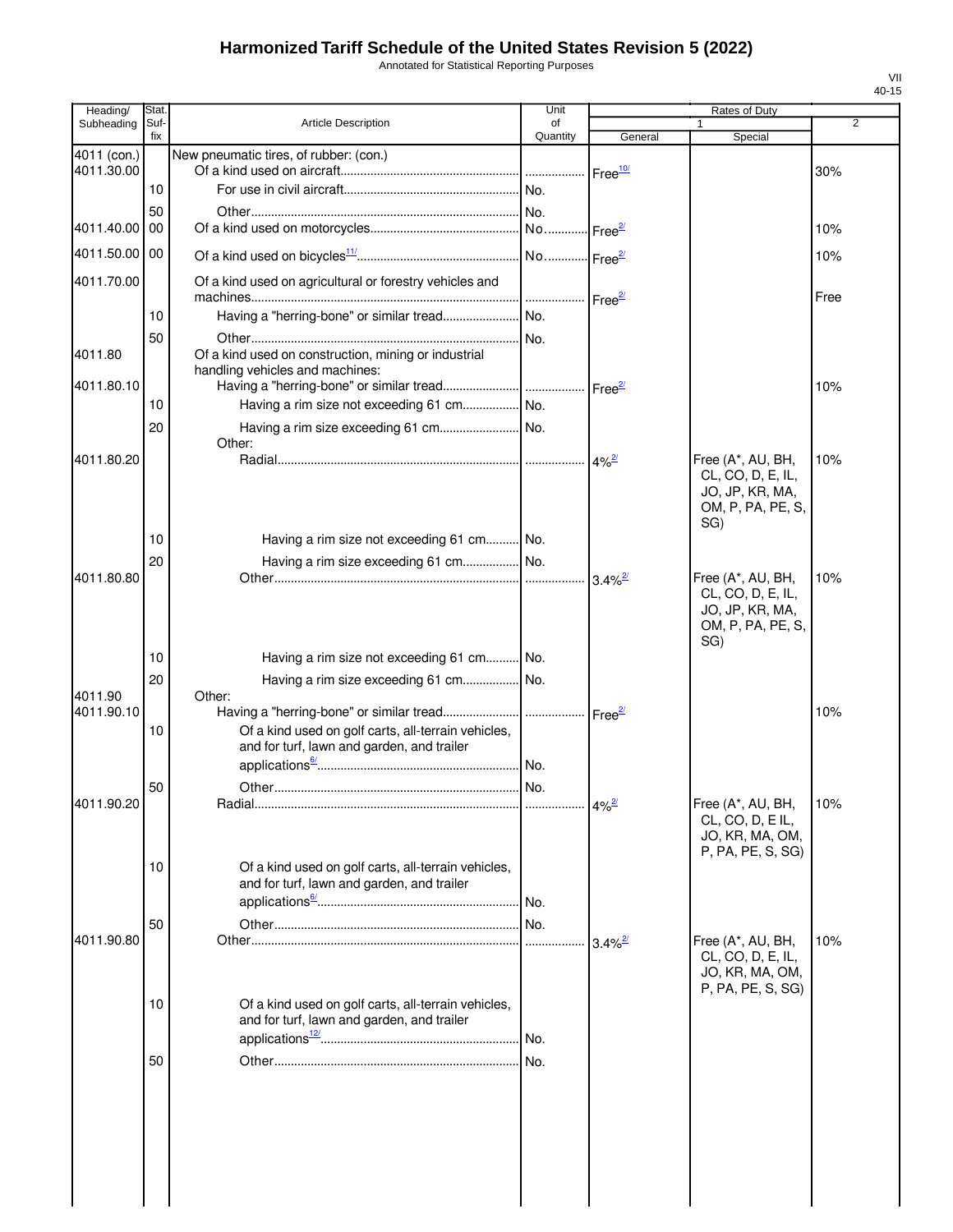# Harmonized Tariff Schedule of the United States Revision 5 (2022)

Annotated for Statistical Reporting Purposes

| Heading/ Subheading | Stat. Suf- fix | Article Description | Unit of Quantity | Rates of Duty 1 General | Special | 2 |
|---|---|---|---|---|---|---|
| 4011 (con.) | | New pneumatic tires, of rubber: (con.) | | | | |
| 4011.30.00 | | Of a kind used on aircraft | | Free[10/] | | 30% |
| | 10 | For use in civil aircraft | No. | | | |
| | 50 | Other | No. | | | |
| 4011.40.00 | 00 | Of a kind used on motorcycles | No. | Free[2/] | | 10% |
| 4011.50.00 | 00 | Of a kind used on bicycles[11/] | No. | Free[2/] | | 10% |
| 4011.70.00 | | Of a kind used on agricultural or forestry vehicles and machines | | Free[2/] | | Free |
| | 10 | Having a "herring-bone" or similar tread | No. | | | |
| | 50 | Other | No. | | | |
| 4011.80 | | Of a kind used on construction, mining or industrial handling vehicles and machines: | | | | |
| 4011.80.10 | | Having a "herring-bone" or similar tread | | Free[2/] | | 10% |
| | 10 | Having a rim size not exceeding 61 cm | No. | | | |
| | 20 | Having a rim size exceeding 61 cm | No. | | | |
| | | Other: | | | | |
| 4011.80.20 | | Radial | | 4%[2/] | Free (A*, AU, BH, CL, CO, D, E, IL, JO, JP, KR, MA, OM, P, PA, PE, S, SG) | 10% |
| | 10 | Having a rim size not exceeding 61 cm | No. | | | |
| | 20 | Having a rim size exceeding 61 cm | No. | | | |
| 4011.80.80 | | Other | | 3.4%[2/] | Free (A*, AU, BH, CL, CO, D, E, IL, JO, JP, KR, MA, OM, P, PA, PE, S, SG) | 10% |
| | 10 | Having a rim size not exceeding 61 cm | No. | | | |
| | 20 | Having a rim size exceeding 61 cm | No. | | | |
| 4011.90 | | Other: | | | | |
| 4011.90.10 | | Having a "herring-bone" or similar tread | | Free[2/] | | 10% |
| | 10 | Of a kind used on golf carts, all-terrain vehicles, and for turf, lawn and garden, and trailer applications[6/] | No. | | | |
| | 50 | Other | No. | | | |
| 4011.90.20 | | Radial | | 4%[2/] | Free (A*, AU, BH, CL, CO, D, E IL, JO, KR, MA, OM, P, PA, PE, S, SG) | 10% |
| | 10 | Of a kind used on golf carts, all-terrain vehicles, and for turf, lawn and garden, and trailer applications[6/] | No. | | | |
| | 50 | Other | No. | | | |
| 4011.90.80 | | Other | | 3.4%[2/] | Free (A*, AU, BH, CL, CO, D, E, IL, JO, KR, MA, OM, P, PA, PE, S, SG) | 10% |
| | 10 | Of a kind used on golf carts, all-terrain vehicles, and for turf, lawn and garden, and trailer applications[12/] | No. | | | |
| | 50 | Other | No. | | | |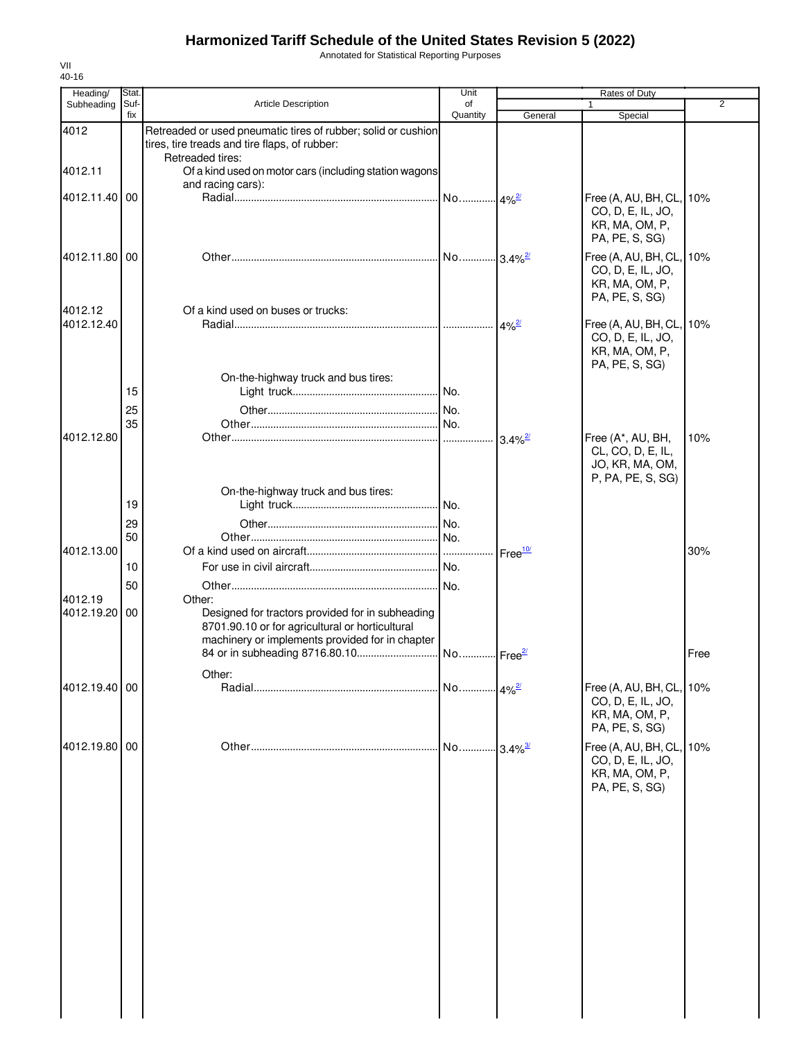# Harmonized Tariff Schedule of the United States Revision 5 (2022)

Annotated for Statistical Reporting Purposes

| Heading/ Subheading | Stat. Suf- fix | Article Description | Unit of Quantity | Rates of Duty 1 General | Special | 2 |
|---|---|---|---|---|---|---|
| 4012 | | Retreaded or used pneumatic tires of rubber; solid or cushion tires, tire treads and tire flaps, of rubber: | | | | |
| | | Retreaded tires: | | | | |
| 4012.11 | | Of a kind used on motor cars (including station wagons and racing cars): | | | | |
| 4012.11.40 | 00 | Radial | No. | 4%[2/] | Free (A, AU, BH, CL, CO, D, E, IL, JO, KR, MA, OM, P, PA, PE, S, SG) | 10% |
| 4012.11.80 | 00 | Other | No. | 3.4%[2/] | Free (A, AU, BH, CL, CO, D, E, IL, JO, KR, MA, OM, P, PA, PE, S, SG) | 10% |
| 4012.12 | | Of a kind used on buses or trucks: | | | | |
| 4012.12.40 | | Radial | | 4%[2/] | Free (A, AU, BH, CL, CO, D, E, IL, JO, KR, MA, OM, P, PA, PE, S, SG) | 10% |
| | | On-the-highway truck and bus tires: | | | | |
| | 15 | Light truck | No. | | | |
| | 25 | Other | No. | | | |
| | 35 | Other | No. | | | |
| 4012.12.80 | | Other | | 3.4%[2/] | Free (A*, AU, BH, CL, CO, D, E, IL, JO, KR, MA, OM, P, PA, PE, S, SG) | 10% |
| | | On-the-highway truck and bus tires: | | | | |
| | 19 | Light truck | No. | | | |
| | 29 | Other | No. | | | |
| | 50 | Other | No. | | | |
| 4012.13.00 | | Of a kind used on aircraft | | Free[10/] | | 30% |
| | 10 | For use in civil aircraft | No. | | | |
| | 50 | Other | No. | | | |
| 4012.19 | | Other: | | | | |
| 4012.19.20 | 00 | Designed for tractors provided for in subheading 8701.90.10 or for agricultural or horticultural machinery or implements provided for in chapter 84 or in subheading 8716.80.10 | No. | Free[2/] | | Free |
| | | Other: | | | | |
| 4012.19.40 | 00 | Radial | No. | 4%[2/] | Free (A, AU, BH, CL, CO, D, E, IL, JO, KR, MA, OM, P, PA, PE, S, SG) | 10% |
| 4012.19.80 | 00 | Other | No. | 3.4%[3/] | Free (A, AU, BH, CL, CO, D, E, IL, JO, KR, MA, OM, P, PA, PE, S, SG) | 10% |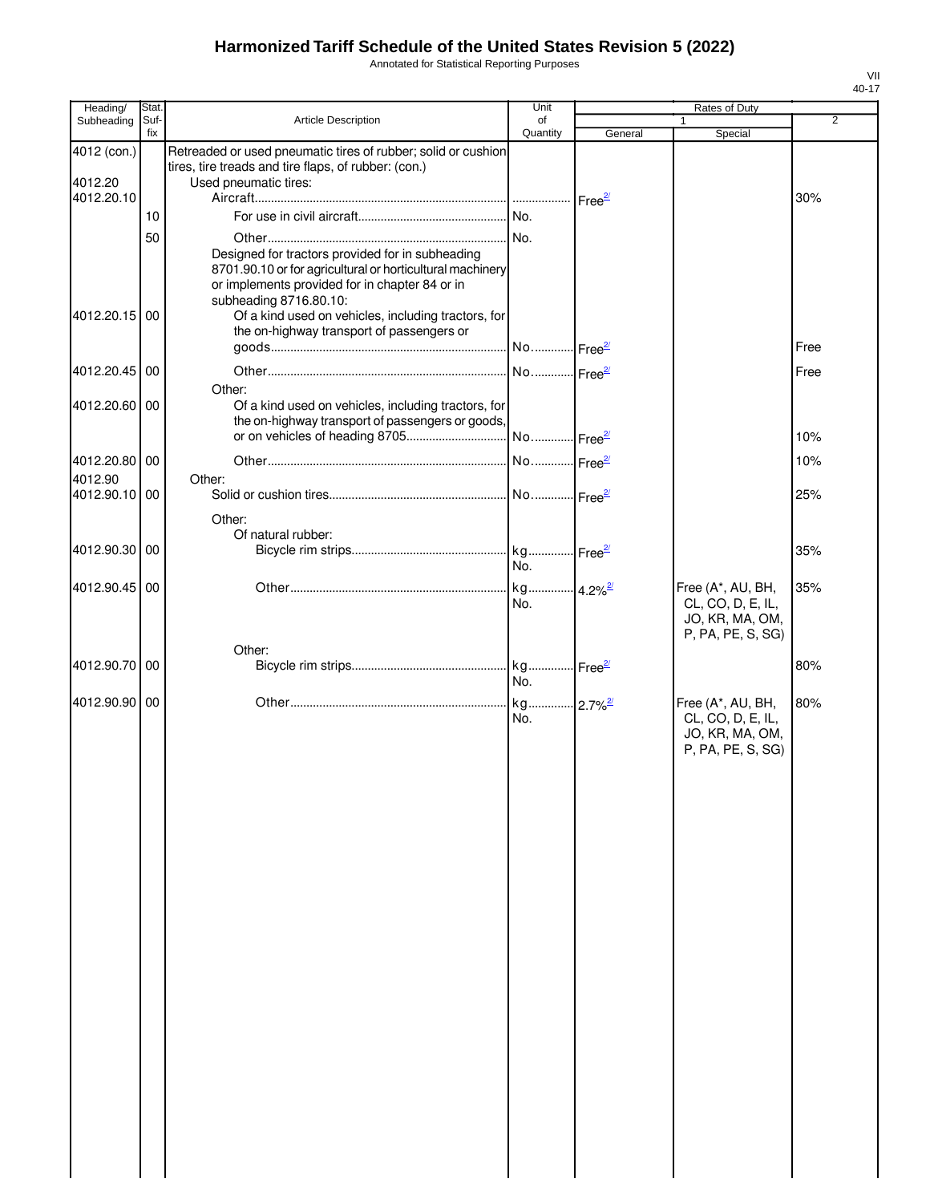# Harmonized Tariff Schedule of the United States Revision 5 (2022)

Annotated for Statistical Reporting Purposes

VII
40-17

| Heading/ Subheading | Stat. Suf- fix | Article Description | Unit of Quantity | Rates of Duty 1 General | Special | 2 |
|---|---|---|---|---|---|---|
| 4012 (con.) | | Retreaded or used pneumatic tires of rubber; solid or cushion tires, tire treads and tire flaps, of rubber: (con.) | | | | |
| 4012.20 | | Used pneumatic tires: | | | | |
| 4012.20.10 | | Aircraft | | Free[2/] | | 30% |
| | 10 | For use in civil aircraft | No. | | | |
| | 50 | Other | No. | | | |
| | | Designed for tractors provided for in subheading 8701.90.10 or for agricultural or horticultural machinery or implements provided for in chapter 84 or in subheading 8716.80.10: | | | | |
| 4012.20.15 | 00 | Of a kind used on vehicles, including tractors, for the on-highway transport of passengers or goods | No. | Free[2/] | | Free |
| 4012.20.45 | 00 | Other | No. | Free[2/] | | Free |
| | | Other: | | | | |
| 4012.20.60 | 00 | Of a kind used on vehicles, including tractors, for the on-highway transport of passengers or goods, or on vehicles of heading 8705 | No. | Free[2/] | | 10% |
| 4012.20.80 | 00 | Other | No. | Free[2/] | | 10% |
| 4012.90 | | Other: | | | | |
| 4012.90.10 | 00 | Solid or cushion tires | No. | Free[2/] | | 25% |
| | | Other: | | | | |
| | | Of natural rubber: | | | | |
| 4012.90.30 | 00 | Bicycle rim strips | kg No. | Free[2/] | | 35% |
| 4012.90.45 | 00 | Other | kg No. | 4.2%[2/] | Free (A*, AU, BH, CL, CO, D, E, IL, JO, KR, MA, OM, P, PA, PE, S, SG) | 35% |
| | | Other: | | | | |
| 4012.90.70 | 00 | Bicycle rim strips | kg No. | Free[2/] | | 80% |
| 4012.90.90 | 00 | Other | kg No. | 2.7%[2/] | Free (A*, AU, BH, CL, CO, D, E, IL, JO, KR, MA, OM, P, PA, PE, S, SG) | 80% |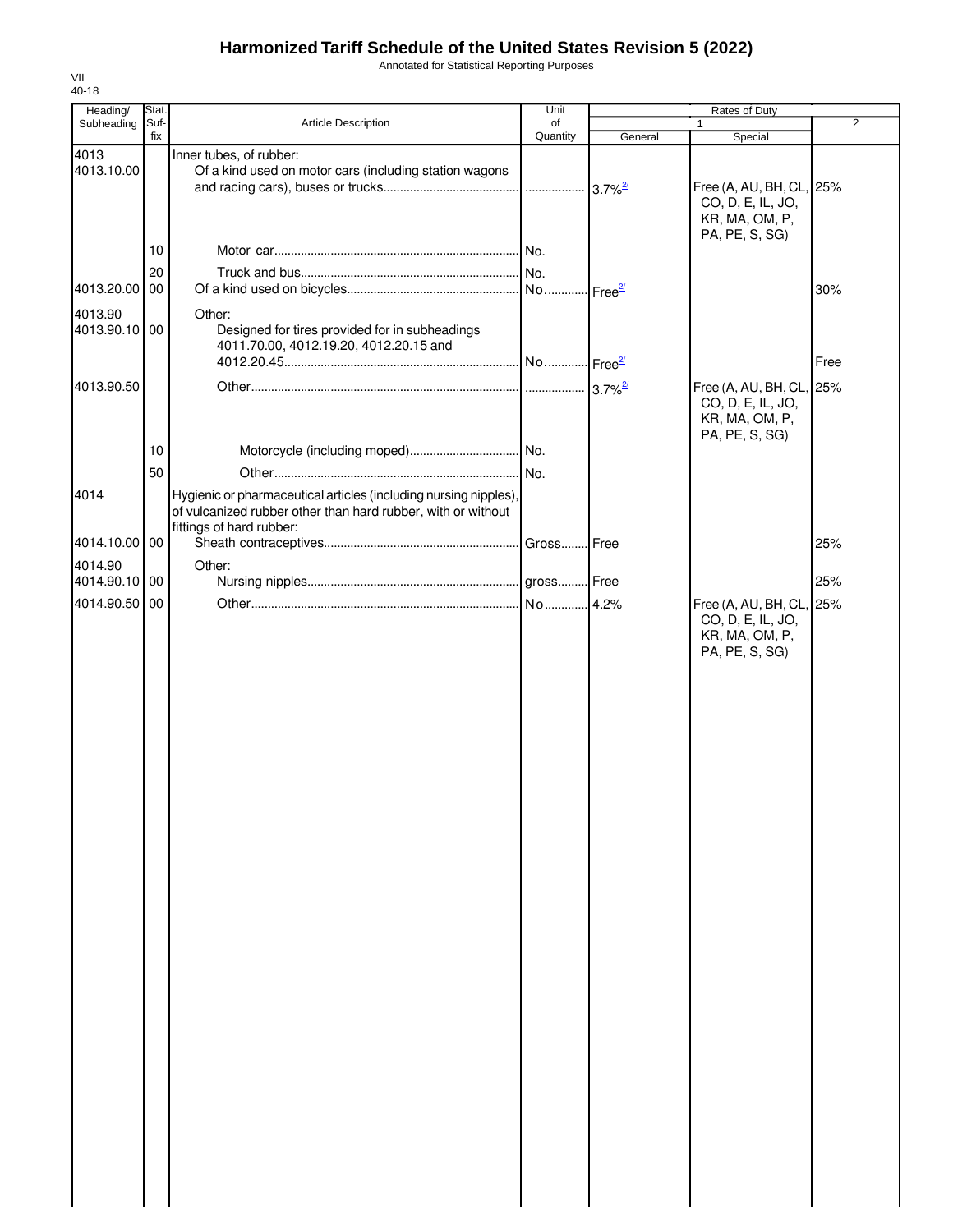# Harmonized Tariff Schedule of the United States Revision 5 (2022)

Annotated for Statistical Reporting Purposes

VII
40-18

| Heading/ Subheading | Stat. Suf- fix | Article Description | Unit of Quantity | Rates of Duty 1 General | Special | 2 |
|---|---|---|---|---|---|---|
| 4013 | | Inner tubes, of rubber: | | | | |
| 4013.10.00 | | Of a kind used on motor cars (including station wagons and racing cars), buses or trucks | | 3.7%[2/] | Free (A, AU, BH, CL, CO, D, E, IL, JO, KR, MA, OM, P, PA, PE, S, SG) | 25% |
| | 10 | Motor car | No. | | | |
| | 20 | Truck and bus | No. | | | |
| 4013.20.00 | 00 | Of a kind used on bicycles | No. | Free[2/] | | 30% |
| 4013.90 | | Other: | | | | |
| 4013.90.10 | 00 | Designed for tires provided for in subheadings 4011.70.00, 4012.19.20, 4012.20.15 and 4012.20.45 | No. | Free[2/] | | Free |
| 4013.90.50 | | Other | | 3.7%[2/] | Free (A, AU, BH, CL, CO, D, E, IL, JO, KR, MA, OM, P, PA, PE, S, SG) | 25% |
| | 10 | Motorcycle (including moped) | No. | | | |
| | 50 | Other | No. | | | |
| 4014 | | Hygienic or pharmaceutical articles (including nursing nipples), of vulcanized rubber other than hard rubber, with or without fittings of hard rubber: | | | | |
| 4014.10.00 | 00 | Sheath contraceptives | Gross | Free | | 25% |
| 4014.90 | | Other: | | | | |
| 4014.90.10 | 00 | Nursing nipples | gross | Free | | 25% |
| 4014.90.50 | 00 | Other | No | 4.2% | Free (A, AU, BH, CL, CO, D, E, IL, JO, KR, MA, OM, P, PA, PE, S, SG) | 25% |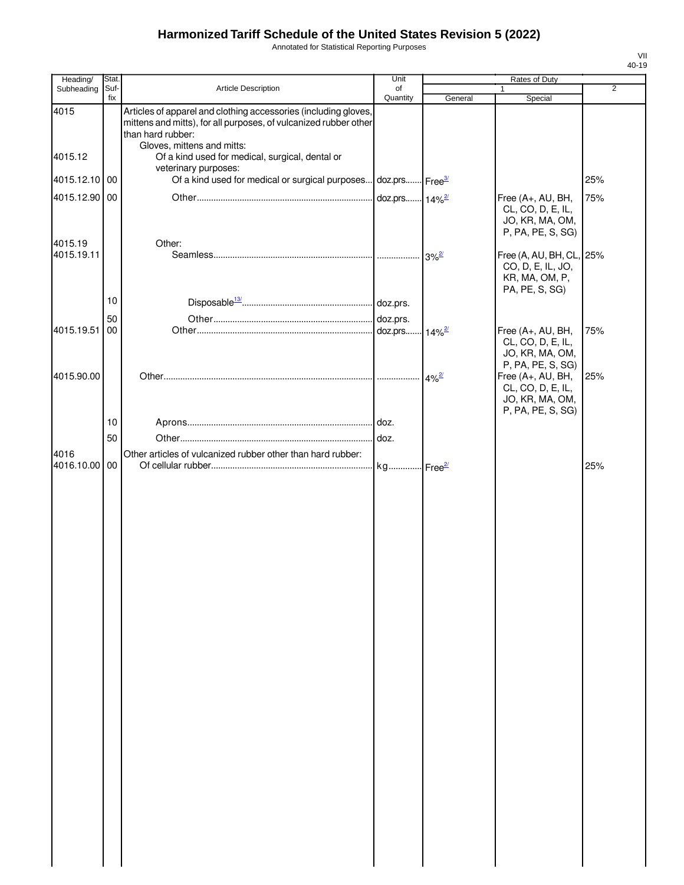# Harmonized Tariff Schedule of the United States Revision 5 (2022)

Annotated for Statistical Reporting Purposes

| Heading/ Subheading | Stat. Suf- fix | Article Description | Unit of Quantity | Rates of Duty 1 General | Special | 2 |
|---|---|---|---|---|---|---|
| 4015 | | Articles of apparel and clothing accessories (including gloves, mittens and mitts), for all purposes, of vulcanized rubber other than hard rubber: | | | | |
| | | Gloves, mittens and mitts: | | | | |
| 4015.12 | | Of a kind used for medical, surgical, dental or veterinary purposes: | | | | |
| 4015.12.10 | 00 | Of a kind used for medical or surgical purposes | doz.prs. | Free[3/] | | 25% |
| 4015.12.90 | 00 | Other | doz.prs. | 14%[2/] | Free (A+, AU, BH, CL, CO, D, E, IL, JO, KR, MA, OM, P, PA, PE, S, SG) | 75% |
| 4015.19 | | Other: | | | | |
| 4015.19.11 | | Seamless | | 3%[2/] | Free (A, AU, BH, CL, CO, D, E, IL, JO, KR, MA, OM, P, PA, PE, S, SG) | 25% |
| | 10 | Disposable[13/] | doz.prs. | | | |
| | 50 | Other | doz.prs. | | | |
| 4015.19.51 | 00 | Other | doz.prs. | 14%[2/] | Free (A+, AU, BH, CL, CO, D, E, IL, JO, KR, MA, OM, P, PA, PE, S, SG) | 75% |
| 4015.90.00 | | Other | | 4%[2/] | Free (A+, AU, BH, CL, CO, D, E, IL, JO, KR, MA, OM, P, PA, PE, S, SG) | 25% |
| | 10 | Aprons | doz. | | | |
| | 50 | Other | doz. | | | |
| 4016 | | Other articles of vulcanized rubber other than hard rubber: | | | | |
| 4016.10.00 | 00 | Of cellular rubber | kg | Free[2/] | | 25% |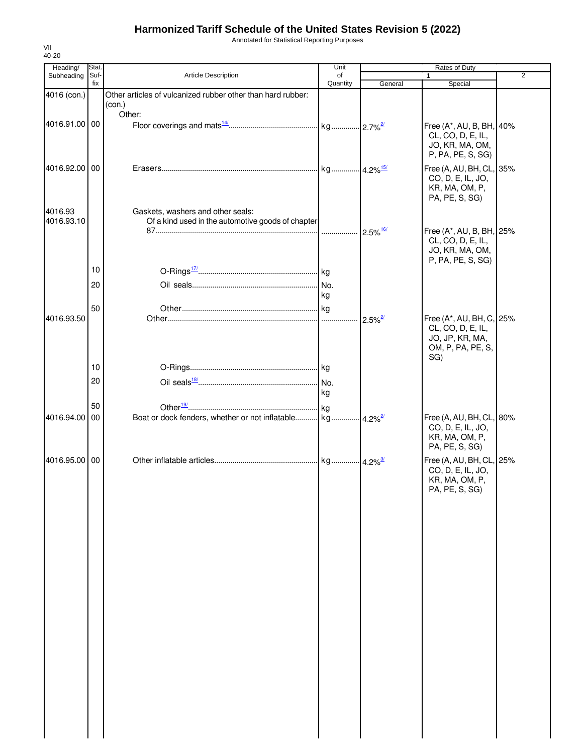# Harmonized Tariff Schedule of the United States Revision 5 (2022)

Annotated for Statistical Reporting Purposes

VII
40-20

| Heading/ Subheading | Stat. Suf- fix | Article Description | Unit of Quantity | Rates of Duty 1 General | Special | 2 |
|---|---|---|---|---|---|---|
| 4016 (con.) | | Other articles of vulcanized rubber other than hard rubber: (con.) | | | | |
| | | Other: | | | | |
| 4016.91.00 | 00 | Floor coverings and mats[14/] | kg | 2.7%[2/] | Free (A*, AU, B, BH, CL, CO, D, E, IL, JO, KR, MA, OM, P, PA, PE, S, SG) | 40% |
| 4016.92.00 | 00 | Erasers | kg | 4.2%[15/] | Free (A, AU, BH, CL, CO, D, E, IL, JO, KR, MA, OM, P, PA, PE, S, SG) | 35% |
| 4016.93 | | Gaskets, washers and other seals: | | | | |
| 4016.93.10 | | Of a kind used in the automotive goods of chapter 87 | | 2.5%[16/] | Free (A*, AU, B, BH, CL, CO, D, E, IL, JO, KR, MA, OM, P, PA, PE, S, SG) | 25% |
| | 10 | O-Rings[17/] | kg | | | |
| | 20 | Oil seals | No. kg | | | |
| | 50 | Other | kg | | | |
| 4016.93.50 | | Other | | 2.5%[2/] | Free (A*, AU, BH, C, CL, CO, D, E, IL, JO, JP, KR, MA, OM, P, PA, PE, S, SG) | 25% |
| | 10 | O-Rings | kg | | | |
| | 20 | Oil seals[18/] | No. kg | | | |
| | 50 | Other[19/] | kg | | | |
| 4016.94.00 | 00 | Boat or dock fenders, whether or not inflatable | kg | 4.2%[2/] | Free (A, AU, BH, CL, CO, D, E, IL, JO, KR, MA, OM, P, PA, PE, S, SG) | 80% |
| 4016.95.00 | 00 | Other inflatable articles | kg | 4.2%[3/] | Free (A, AU, BH, CL, CO, D, E, IL, JO, KR, MA, OM, P, PA, PE, S, SG) | 25% |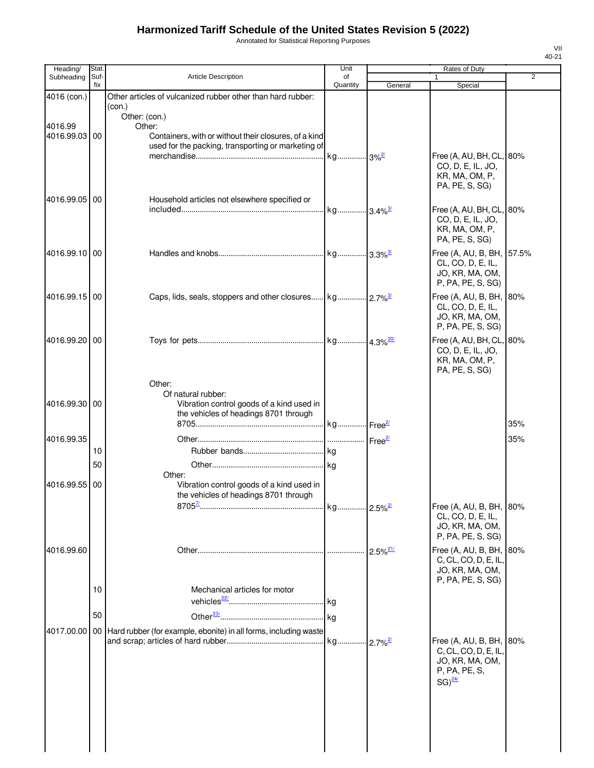# Harmonized Tariff Schedule of the United States Revision 5 (2022)

Annotated for Statistical Reporting Purposes

| Heading/ Subheading | Stat. Suf- fix | Article Description | Unit of Quantity | Rates of Duty 1 General | Special | 2 |
|---|---|---|---|---|---|---|
| 4016 (con.) | | Other articles of vulcanized rubber other than hard rubber: (con.) | | | | |
| | | Other: (con.) | | | | |
| 4016.99 | | Other: | | | | |
| 4016.99.03 | 00 | Containers, with or without their closures, of a kind used for the packing, transporting or marketing of merchandise | kg | 3%[2/] | Free (A, AU, BH, CL, CO, D, E, IL, JO, KR, MA, OM, P, PA, PE, S, SG) | 80% |
| 4016.99.05 | 00 | Household articles not elsewhere specified or included | kg | 3.4%[3/] | Free (A, AU, BH, CL, CO, D, E, IL, JO, KR, MA, OM, P, PA, PE, S, SG) | 80% |
| 4016.99.10 | 00 | Handles and knobs | kg | 3.3%[3/] | Free (A, AU, B, BH, CL, CO, D, E, IL, JO, KR, MA, OM, P, PA, PE, S, SG) | 57.5% |
| 4016.99.15 | 00 | Caps, lids, seals, stoppers and other closures | kg | 2.7%[3/] | Free (A, AU, B, BH, CL, CO, D, E, IL, JO, KR, MA, OM, P, PA, PE, S, SG) | 80% |
| 4016.99.20 | 00 | Toys for pets | kg | 4.3%[20/] | Free (A, AU, BH, CL, CO, D, E, IL, JO, KR, MA, OM, P, PA, PE, S, SG) | 80% |
| | | Other: | | | | |
| | | Of natural rubber: | | | | |
| 4016.99.30 | 00 | Vibration control goods of a kind used in the vehicles of headings 8701 through 8705 | kg | Free[2/] | | 35% |
| 4016.99.35 | | Other | | Free[2/] | | 35% |
| | 10 | Rubber bands | kg | | | |
| | 50 | Other | kg | | | |
| | | Other: | | | | |
| 4016.99.55 | 00 | Vibration control goods of a kind used in the vehicles of headings 8701 through 8705[7/] | kg | 2.5%[2/] | Free (A, AU, B, BH, CL, CO, D, E, IL, JO, KR, MA, OM, P, PA, PE, S, SG) | 80% |
| 4016.99.60 | | Other | | 2.5%[21/] | Free (A, AU, B, BH, C, CL, CO, D, E, IL, JO, KR, MA, OM, P, PA, PE, S, SG) | 80% |
| | 10 | Mechanical articles for motor vehicles[22/] | kg | | | |
| | 50 | Other[23/] | kg | | | |
| 4017.00.00 | 00 | Hard rubber (for example, ebonite) in all forms, including waste and scrap; articles of hard rubber | kg | 2.7%[2/] | Free (A, AU, B, BH, C, CL, CO, D, E, IL, JO, KR, MA, OM, P, PA, PE, S, SG)[24/] | 80% |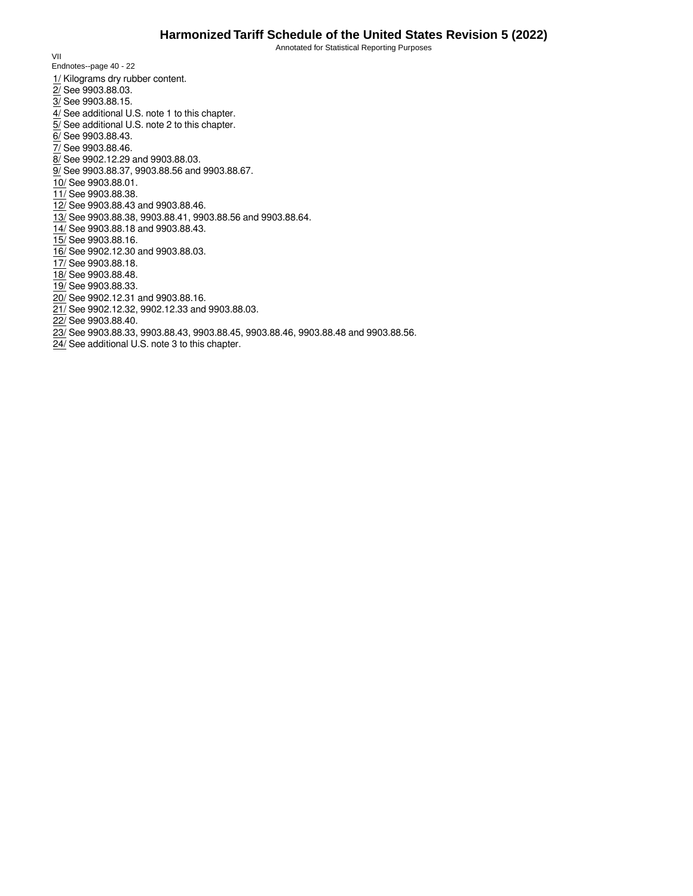VII

Endnotes--page 40 - 22

1/ Kilograms dry rubber content.
2/ See 9903.88.03.
3/ See 9903.88.15.
4/ See additional U.S. note 1 to this chapter.
5/ See additional U.S. note 2 to this chapter.
6/ See 9903.88.43.
7/ See 9903.88.46.
8/ See 9902.12.29 and 9903.88.03.
9/ See 9903.88.37, 9903.88.56 and 9903.88.67.
10/ See 9903.88.01.
11/ See 9903.88.38.
12/ See 9903.88.43 and 9903.88.46.
13/ See 9903.88.38, 9903.88.41, 9903.88.56 and 9903.88.64.
14/ See 9903.88.18 and 9903.88.43.
15/ See 9903.88.16.
16/ See 9902.12.30 and 9903.88.03.
17/ See 9903.88.18.
18/ See 9903.88.48.
19/ See 9903.88.33.
20/ See 9902.12.31 and 9903.88.16.
21/ See 9902.12.32, 9902.12.33 and 9903.88.03.
22/ See 9903.88.40.
23/ See 9903.88.33, 9903.88.43, 9903.88.45, 9903.88.46, 9903.88.48 and 9903.88.56.
24/ See additional U.S. note 3 to this chapter.